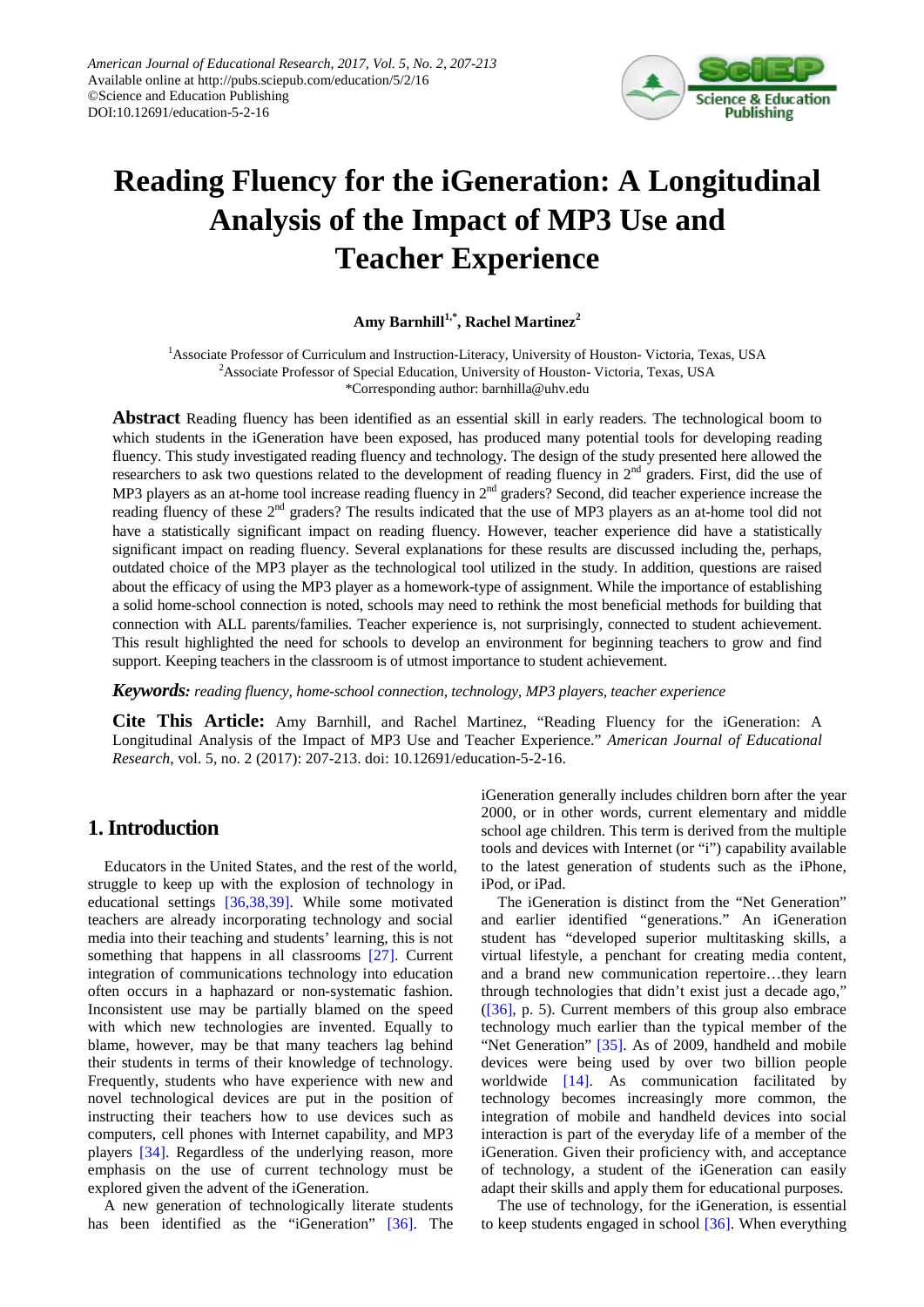# Reading Fluency for the iGeneration: A Longitudinal Analysis of the Impact of MP3 Use and Teacher Experience

**Amy Barnhill[1,*], Rachel Martinez[2]**

[1]Associate Professor of Curriculum and Instruction-Literacy, University of Houston- Victoria, Texas, USA
[2]Associate Professor of Special Education, University of Houston- Victoria, Texas, USA
*Corresponding author: barnhilla@uhv.edu

**Abstract** Reading fluency has been identified as an essential skill in early readers. The technological boom to which students in the iGeneration have been exposed, has produced many potential tools for developing reading fluency. This study investigated reading fluency and technology. The design of the study presented here allowed the researchers to ask two questions related to the development of reading fluency in 2nd graders. First, did the use of MP3 players as an at-home tool increase reading fluency in 2nd graders? Second, did teacher experience increase the reading fluency of these 2nd graders? The results indicated that the use of MP3 players as an at-home tool did not have a statistically significant impact on reading fluency. However, teacher experience did have a statistically significant impact on reading fluency. Several explanations for these results are discussed including the, perhaps, outdated choice of the MP3 player as the technological tool utilized in the study. In addition, questions are raised about the efficacy of using the MP3 player as a homework-type of assignment. While the importance of establishing a solid home-school connection is noted, schools may need to rethink the most beneficial methods for building that connection with ALL parents/families. Teacher experience is, not surprisingly, connected to student achievement. This result highlighted the need for schools to develop an environment for beginning teachers to grow and find support. Keeping teachers in the classroom is of utmost importance to student achievement.

***Keywords:*** *reading fluency, home-school connection, technology, MP3 players, teacher experience*

**Cite This Article:** Amy Barnhill, and Rachel Martinez, "Reading Fluency for the iGeneration: A Longitudinal Analysis of the Impact of MP3 Use and Teacher Experience." *American Journal of Educational Research*, vol. 5, no. 2 (2017): 207-213. doi: 10.12691/education-5-2-16.

## 1. Introduction

Educators in the United States, and the rest of the world, struggle to keep up with the explosion of technology in educational settings [36,38,39]. While some motivated teachers are already incorporating technology and social media into their teaching and students' learning, this is not something that happens in all classrooms [27]. Current integration of communications technology into education often occurs in a haphazard or non-systematic fashion. Inconsistent use may be partially blamed on the speed with which new technologies are invented. Equally to blame, however, may be that many teachers lag behind their students in terms of their knowledge of technology. Frequently, students who have experience with new and novel technological devices are put in the position of instructing their teachers how to use devices such as computers, cell phones with Internet capability, and MP3 players [34]. Regardless of the underlying reason, more emphasis on the use of current technology must be explored given the advent of the iGeneration.

A new generation of technologically literate students has been identified as the "iGeneration" [36]. The iGeneration generally includes children born after the year 2000, or in other words, current elementary and middle school age children. This term is derived from the multiple tools and devices with Internet (or "i") capability available to the latest generation of students such as the iPhone, iPod, or iPad.

The iGeneration is distinct from the "Net Generation" and earlier identified "generations." An iGeneration student has "developed superior multitasking skills, a virtual lifestyle, a penchant for creating media content, and a brand new communication repertoire…they learn through technologies that didn't exist just a decade ago," ([36], p. 5). Current members of this group also embrace technology much earlier than the typical member of the "Net Generation" [35]. As of 2009, handheld and mobile devices were being used by over two billion people worldwide [14]. As communication facilitated by technology becomes increasingly more common, the integration of mobile and handheld devices into social interaction is part of the everyday life of a member of the iGeneration. Given their proficiency with, and acceptance of technology, a student of the iGeneration can easily adapt their skills and apply them for educational purposes.

The use of technology, for the iGeneration, is essential to keep students engaged in school [36]. When everything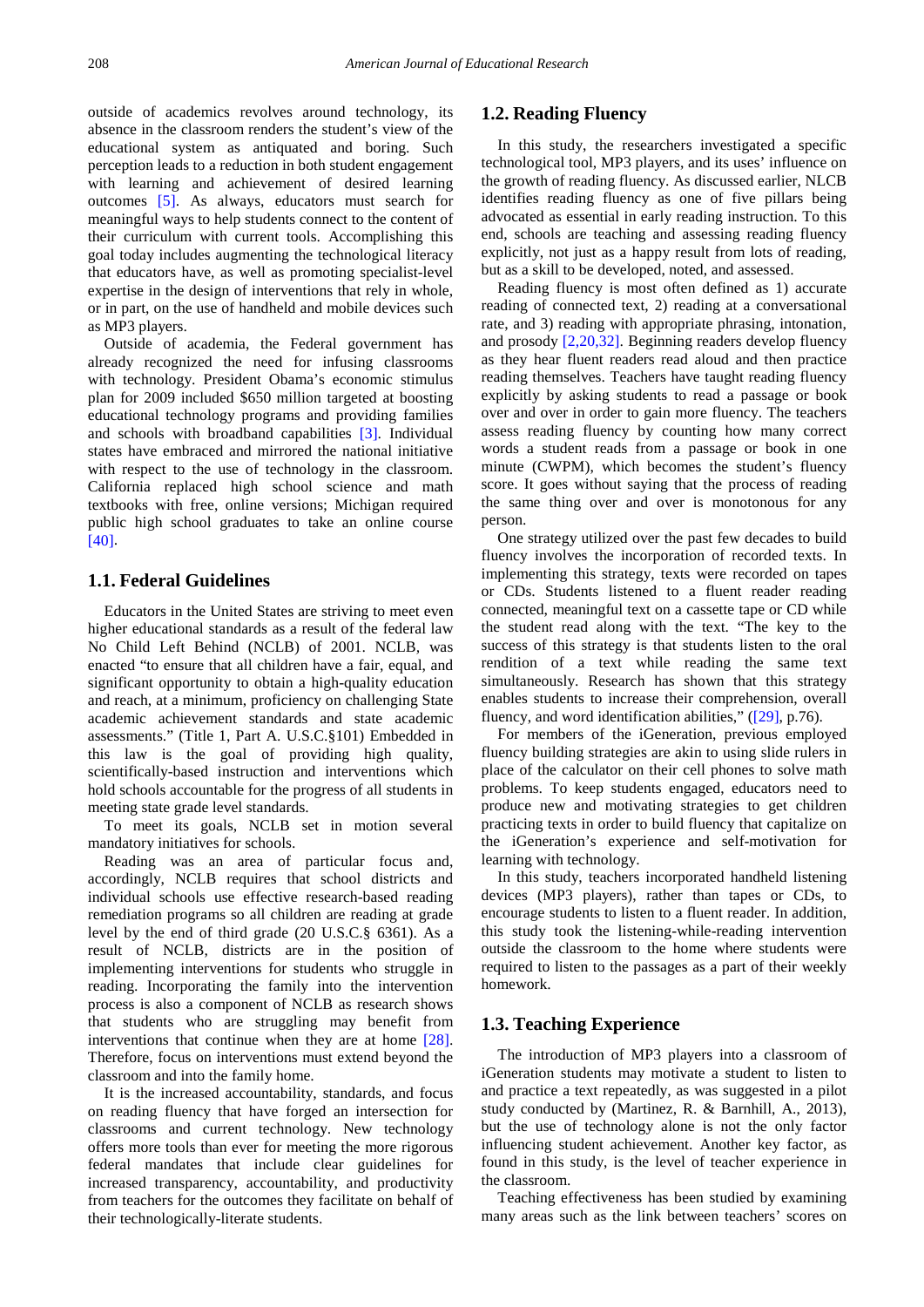outside of academics revolves around technology, its absence in the classroom renders the student's view of the educational system as antiquated and boring. Such perception leads to a reduction in both student engagement with learning and achievement of desired learning outcomes [5]. As always, educators must search for meaningful ways to help students connect to the content of their curriculum with current tools. Accomplishing this goal today includes augmenting the technological literacy that educators have, as well as promoting specialist-level expertise in the design of interventions that rely in whole, or in part, on the use of handheld and mobile devices such as MP3 players.

Outside of academia, the Federal government has already recognized the need for infusing classrooms with technology. President Obama's economic stimulus plan for 2009 included $650 million targeted at boosting educational technology programs and providing families and schools with broadband capabilities [3]. Individual states have embraced and mirrored the national initiative with respect to the use of technology in the classroom. California replaced high school science and math textbooks with free, online versions; Michigan required public high school graduates to take an online course [40].

## 1.1. Federal Guidelines

Educators in the United States are striving to meet even higher educational standards as a result of the federal law No Child Left Behind (NCLB) of 2001. NCLB, was enacted "to ensure that all children have a fair, equal, and significant opportunity to obtain a high-quality education and reach, at a minimum, proficiency on challenging State academic achievement standards and state academic assessments." (Title 1, Part A. U.S.C.§101) Embedded in this law is the goal of providing high quality, scientifically-based instruction and interventions which hold schools accountable for the progress of all students in meeting state grade level standards.

To meet its goals, NCLB set in motion several mandatory initiatives for schools.

Reading was an area of particular focus and, accordingly, NCLB requires that school districts and individual schools use effective research-based reading remediation programs so all children are reading at grade level by the end of third grade (20 U.S.C.§ 6361). As a result of NCLB, districts are in the position of implementing interventions for students who struggle in reading. Incorporating the family into the intervention process is also a component of NCLB as research shows that students who are struggling may benefit from interventions that continue when they are at home [28]. Therefore, focus on interventions must extend beyond the classroom and into the family home.

It is the increased accountability, standards, and focus on reading fluency that have forged an intersection for classrooms and current technology. New technology offers more tools than ever for meeting the more rigorous federal mandates that include clear guidelines for increased transparency, accountability, and productivity from teachers for the outcomes they facilitate on behalf of their technologically-literate students.

## 1.2. Reading Fluency

In this study, the researchers investigated a specific technological tool, MP3 players, and its uses' influence on the growth of reading fluency. As discussed earlier, NLCB identifies reading fluency as one of five pillars being advocated as essential in early reading instruction. To this end, schools are teaching and assessing reading fluency explicitly, not just as a happy result from lots of reading, but as a skill to be developed, noted, and assessed.

Reading fluency is most often defined as 1) accurate reading of connected text, 2) reading at a conversational rate, and 3) reading with appropriate phrasing, intonation, and prosody [2,20,32]. Beginning readers develop fluency as they hear fluent readers read aloud and then practice reading themselves. Teachers have taught reading fluency explicitly by asking students to read a passage or book over and over in order to gain more fluency. The teachers assess reading fluency by counting how many correct words a student reads from a passage or book in one minute (CWPM), which becomes the student's fluency score. It goes without saying that the process of reading the same thing over and over is monotonous for any person.

One strategy utilized over the past few decades to build fluency involves the incorporation of recorded texts. In implementing this strategy, texts were recorded on tapes or CDs. Students listened to a fluent reader reading connected, meaningful text on a cassette tape or CD while the student read along with the text. "The key to the success of this strategy is that students listen to the oral rendition of a text while reading the same text simultaneously. Research has shown that this strategy enables students to increase their comprehension, overall fluency, and word identification abilities," ([29], p.76).

For members of the iGeneration, previous employed fluency building strategies are akin to using slide rulers in place of the calculator on their cell phones to solve math problems. To keep students engaged, educators need to produce new and motivating strategies to get children practicing texts in order to build fluency that capitalize on the iGeneration's experience and self-motivation for learning with technology.

In this study, teachers incorporated handheld listening devices (MP3 players), rather than tapes or CDs, to encourage students to listen to a fluent reader. In addition, this study took the listening-while-reading intervention outside the classroom to the home where students were required to listen to the passages as a part of their weekly homework.

## 1.3. Teaching Experience

The introduction of MP3 players into a classroom of iGeneration students may motivate a student to listen to and practice a text repeatedly, as was suggested in a pilot study conducted by (Martinez, R. & Barnhill, A., 2013), but the use of technology alone is not the only factor influencing student achievement. Another key factor, as found in this study, is the level of teacher experience in the classroom.

Teaching effectiveness has been studied by examining many areas such as the link between teachers' scores on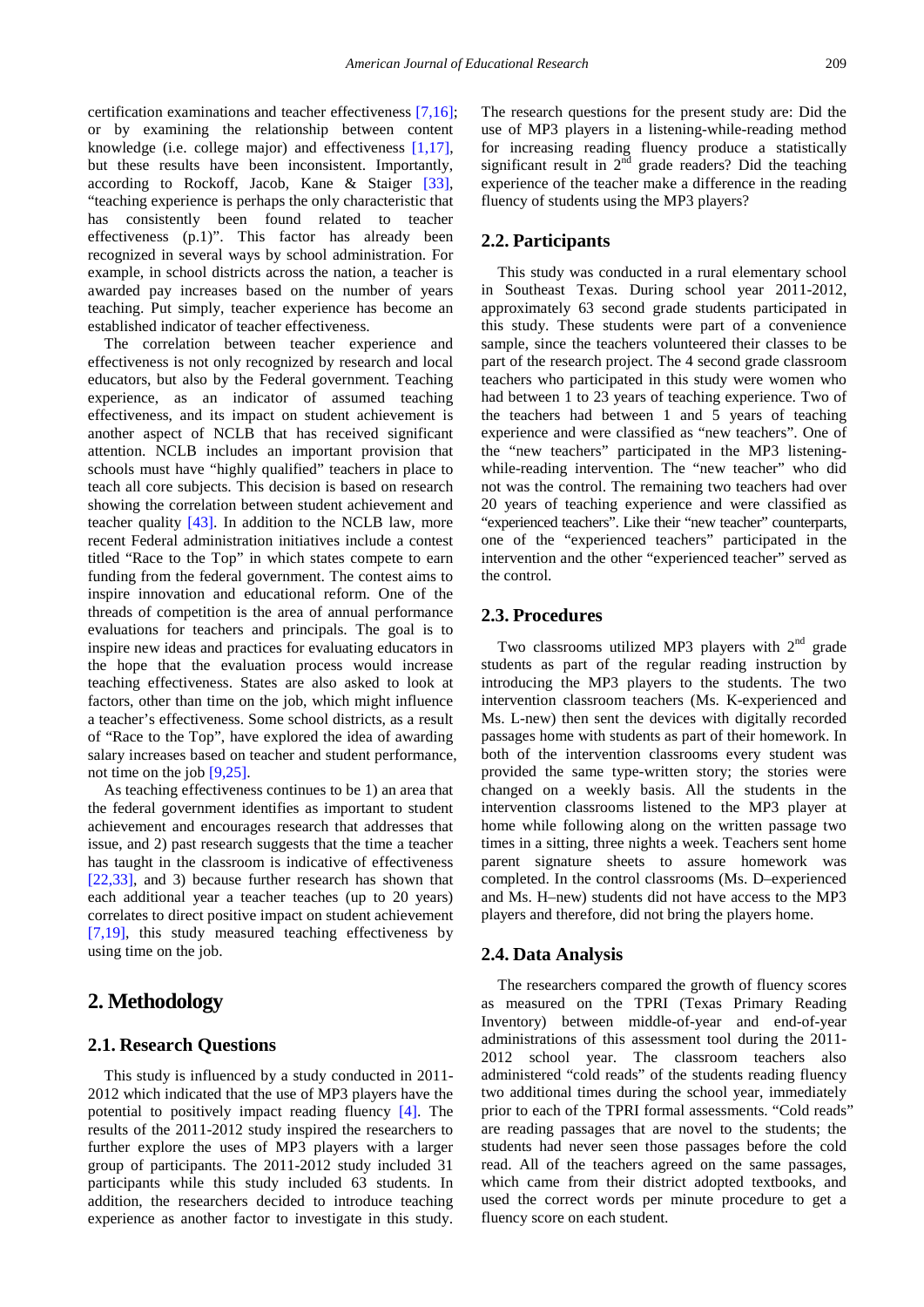certification examinations and teacher effectiveness [7,16]; or by examining the relationship between content knowledge (i.e. college major) and effectiveness [1,17], but these results have been inconsistent. Importantly, according to Rockoff, Jacob, Kane & Staiger [33], "teaching experience is perhaps the only characteristic that has consistently been found related to teacher effectiveness (p.1)". This factor has already been recognized in several ways by school administration. For example, in school districts across the nation, a teacher is awarded pay increases based on the number of years teaching. Put simply, teacher experience has become an established indicator of teacher effectiveness.

The correlation between teacher experience and effectiveness is not only recognized by research and local educators, but also by the Federal government. Teaching experience, as an indicator of assumed teaching effectiveness, and its impact on student achievement is another aspect of NCLB that has received significant attention. NCLB includes an important provision that schools must have "highly qualified" teachers in place to teach all core subjects. This decision is based on research showing the correlation between student achievement and teacher quality [43]. In addition to the NCLB law, more recent Federal administration initiatives include a contest titled "Race to the Top" in which states compete to earn funding from the federal government. The contest aims to inspire innovation and educational reform. One of the threads of competition is the area of annual performance evaluations for teachers and principals. The goal is to inspire new ideas and practices for evaluating educators in the hope that the evaluation process would increase teaching effectiveness. States are also asked to look at factors, other than time on the job, which might influence a teacher's effectiveness. Some school districts, as a result of "Race to the Top", have explored the idea of awarding salary increases based on teacher and student performance, not time on the job [9,25].

As teaching effectiveness continues to be 1) an area that the federal government identifies as important to student achievement and encourages research that addresses that issue, and 2) past research suggests that the time a teacher has taught in the classroom is indicative of effectiveness [22,33], and 3) because further research has shown that each additional year a teacher teaches (up to 20 years) correlates to direct positive impact on student achievement [7,19], this study measured teaching effectiveness by using time on the job.

## 2. Methodology

### 2.1. Research Questions

This study is influenced by a study conducted in 2011-2012 which indicated that the use of MP3 players have the potential to positively impact reading fluency [4]. The results of the 2011-2012 study inspired the researchers to further explore the uses of MP3 players with a larger group of participants. The 2011-2012 study included 31 participants while this study included 63 students. In addition, the researchers decided to introduce teaching experience as another factor to investigate in this study.

The research questions for the present study are: Did the use of MP3 players in a listening-while-reading method for increasing reading fluency produce a statistically significant result in 2nd grade readers? Did the teaching experience of the teacher make a difference in the reading fluency of students using the MP3 players?

### 2.2. Participants

This study was conducted in a rural elementary school in Southeast Texas. During school year 2011-2012, approximately 63 second grade students participated in this study. These students were part of a convenience sample, since the teachers volunteered their classes to be part of the research project. The 4 second grade classroom teachers who participated in this study were women who had between 1 to 23 years of teaching experience. Two of the teachers had between 1 and 5 years of teaching experience and were classified as "new teachers". One of the "new teachers" participated in the MP3 listening-while-reading intervention. The "new teacher" who did not was the control. The remaining two teachers had over 20 years of teaching experience and were classified as "experienced teachers". Like their "new teacher" counterparts, one of the "experienced teachers" participated in the intervention and the other "experienced teacher" served as the control.

### 2.3. Procedures

Two classrooms utilized MP3 players with 2nd grade students as part of the regular reading instruction by introducing the MP3 players to the students. The two intervention classroom teachers (Ms. K-experienced and Ms. L-new) then sent the devices with digitally recorded passages home with students as part of their homework. In both of the intervention classrooms every student was provided the same type-written story; the stories were changed on a weekly basis. All the students in the intervention classrooms listened to the MP3 player at home while following along on the written passage two times in a sitting, three nights a week. Teachers sent home parent signature sheets to assure homework was completed. In the control classrooms (Ms. D–experienced and Ms. H–new) students did not have access to the MP3 players and therefore, did not bring the players home.

### 2.4. Data Analysis

The researchers compared the growth of fluency scores as measured on the TPRI (Texas Primary Reading Inventory) between middle-of-year and end-of-year administrations of this assessment tool during the 2011-2012 school year. The classroom teachers also administered "cold reads" of the students reading fluency two additional times during the school year, immediately prior to each of the TPRI formal assessments. "Cold reads" are reading passages that are novel to the students; the students had never seen those passages before the cold read. All of the teachers agreed on the same passages, which came from their district adopted textbooks, and used the correct words per minute procedure to get a fluency score on each student.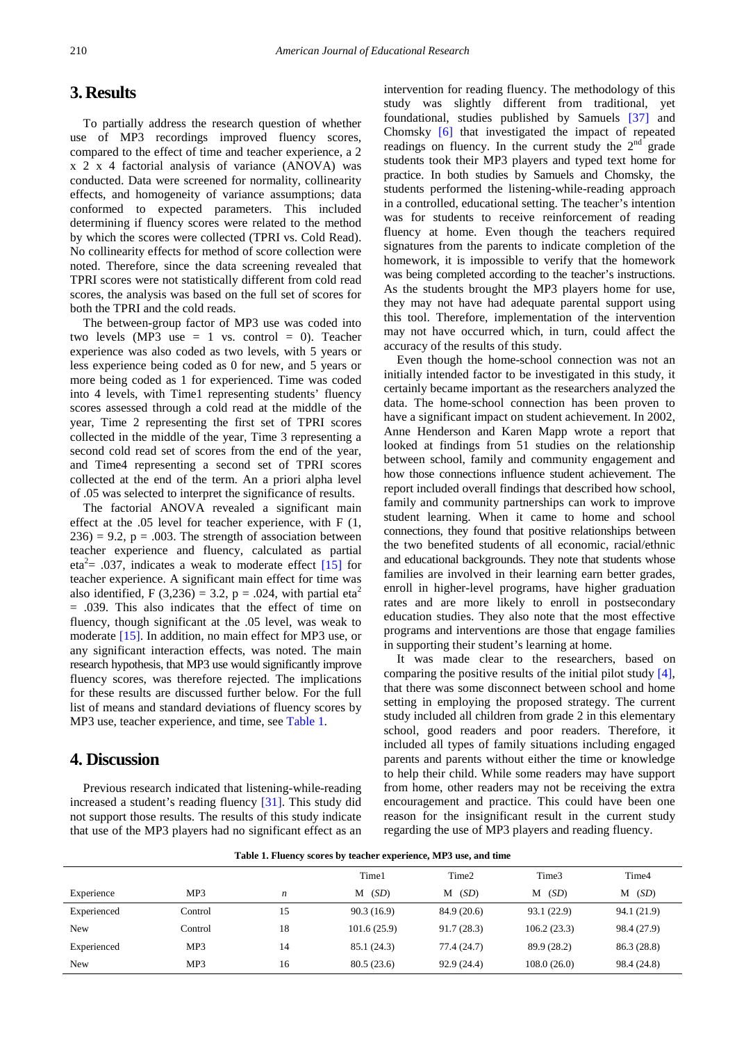# 3. Results

To partially address the research question of whether use of MP3 recordings improved fluency scores, compared to the effect of time and teacher experience, a 2 x 2 x 4 factorial analysis of variance (ANOVA) was conducted. Data were screened for normality, collinearity effects, and homogeneity of variance assumptions; data conformed to expected parameters. This included determining if fluency scores were related to the method by which the scores were collected (TPRI vs. Cold Read). No collinearity effects for method of score collection were noted. Therefore, since the data screening revealed that TPRI scores were not statistically different from cold read scores, the analysis was based on the full set of scores for both the TPRI and the cold reads.

The between-group factor of MP3 use was coded into two levels (MP3 use = 1 vs. control = 0). Teacher experience was also coded as two levels, with 5 years or less experience being coded as 0 for new, and 5 years or more being coded as 1 for experienced. Time was coded into 4 levels, with Time1 representing students' fluency scores assessed through a cold read at the middle of the year, Time 2 representing the first set of TPRI scores collected in the middle of the year, Time 3 representing a second cold read set of scores from the end of the year, and Time4 representing a second set of TPRI scores collected at the end of the term. An a priori alpha level of .05 was selected to interpret the significance of results.

The factorial ANOVA revealed a significant main effect at the .05 level for teacher experience, with $F(1, 236) = 9.2$, $p = .003$. The strength of association between teacher experience and fluency, calculated as partial $eta^2 = .037$, indicates a weak to moderate effect [15] for teacher experience. A significant main effect for time was also identified, $F(3,236) = 3.2$, $p = .024$, with partial $eta^2 = .039$. This also indicates that the effect of time on fluency, though significant at the .05 level, was weak to moderate [15]. In addition, no main effect for MP3 use, or any significant interaction effects, was noted. The main research hypothesis, that MP3 use would significantly improve fluency scores, was therefore rejected. The implications for these results are discussed further below. For the full list of means and standard deviations of fluency scores by MP3 use, teacher experience, and time, see Table 1.

# 4. Discussion

Previous research indicated that listening-while-reading increased a student's reading fluency [31]. This study did not support those results. The results of this study indicate that use of the MP3 players had no significant effect as an intervention for reading fluency. The methodology of this study was slightly different from traditional, yet foundational, studies published by Samuels [37] and Chomsky [6] that investigated the impact of repeated readings on fluency. In the current study the 2nd grade students took their MP3 players and typed text home for practice. In both studies by Samuels and Chomsky, the students performed the listening-while-reading approach in a controlled, educational setting. The teacher's intention was for students to receive reinforcement of reading fluency at home. Even though the teachers required signatures from the parents to indicate completion of the homework, it is impossible to verify that the homework was being completed according to the teacher's instructions. As the students brought the MP3 players home for use, they may not have had adequate parental support using this tool. Therefore, implementation of the intervention may not have occurred which, in turn, could affect the accuracy of the results of this study.

Even though the home-school connection was not an initially intended factor to be investigated in this study, it certainly became important as the researchers analyzed the data. The home-school connection has been proven to have a significant impact on student achievement. In 2002, Anne Henderson and Karen Mapp wrote a report that looked at findings from 51 studies on the relationship between school, family and community engagement and how those connections influence student achievement. The report included overall findings that described how school, family and community partnerships can work to improve student learning. When it came to home and school connections, they found that positive relationships between the two benefited students of all economic, racial/ethnic and educational backgrounds. They note that students whose families are involved in their learning earn better grades, enroll in higher-level programs, have higher graduation rates and are more likely to enroll in postsecondary education studies. They also note that the most effective programs and interventions are those that engage families in supporting their student's learning at home.

It was made clear to the researchers, based on comparing the positive results of the initial pilot study [4], that there was some disconnect between school and home setting in employing the proposed strategy. The current study included all children from grade 2 in this elementary school, good readers and poor readers. Therefore, it included all types of family situations including engaged parents and parents without either the time or knowledge to help their child. While some readers may have support from home, other readers may not be receiving the extra encouragement and practice. This could have been one reason for the insignificant result in the current study regarding the use of MP3 players and reading fluency.

**Table 1. Fluency scores by teacher experience, MP3 use, and time**

| | | | Time1 | Time2 | Time3 | Time4 |
|---|---|---|---|---|---|---|
| Experience | MP3 | *n* | M (*SD*) | M (*SD*) | M (*SD*) | M (*SD*) |
| Experienced | Control | 15 | 90.3 (16.9) | 84.9 (20.6) | 93.1 (22.9) | 94.1 (21.9) |
| New | Control | 18 | 101.6 (25.9) | 91.7 (28.3) | 106.2 (23.3) | 98.4 (27.9) |
| Experienced | MP3 | 14 | 85.1 (24.3) | 77.4 (24.7) | 89.9 (28.2) | 86.3 (28.8) |
| New | MP3 | 16 | 80.5 (23.6) | 92.9 (24.4) | 108.0 (26.0) | 98.4 (24.8) |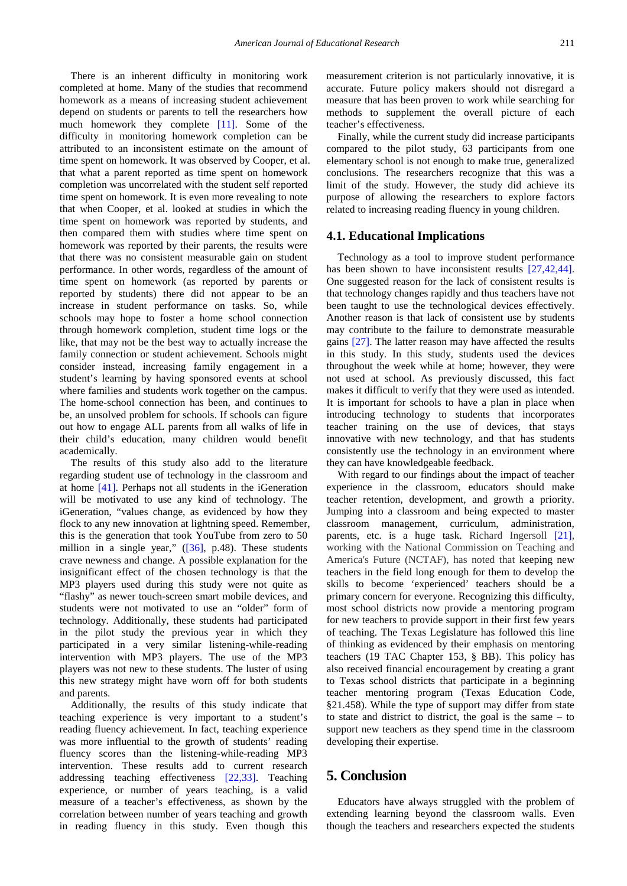There is an inherent difficulty in monitoring work completed at home. Many of the studies that recommend homework as a means of increasing student achievement depend on students or parents to tell the researchers how much homework they complete [11]. Some of the difficulty in monitoring homework completion can be attributed to an inconsistent estimate on the amount of time spent on homework. It was observed by Cooper, et al. that what a parent reported as time spent on homework completion was uncorrelated with the student self reported time spent on homework. It is even more revealing to note that when Cooper, et al. looked at studies in which the time spent on homework was reported by students, and then compared them with studies where time spent on homework was reported by their parents, the results were that there was no consistent measurable gain on student performance. In other words, regardless of the amount of time spent on homework (as reported by parents or reported by students) there did not appear to be an increase in student performance on tasks. So, while schools may hope to foster a home school connection through homework completion, student time logs or the like, that may not be the best way to actually increase the family connection or student achievement. Schools might consider instead, increasing family engagement in a student's learning by having sponsored events at school where families and students work together on the campus. The home-school connection has been, and continues to be, an unsolved problem for schools. If schools can figure out how to engage ALL parents from all walks of life in their child's education, many children would benefit academically.

The results of this study also add to the literature regarding student use of technology in the classroom and at home [41]. Perhaps not all students in the iGeneration will be motivated to use any kind of technology. The iGeneration, "values change, as evidenced by how they flock to any new innovation at lightning speed. Remember, this is the generation that took YouTube from zero to 50 million in a single year," ([36], p.48). These students crave newness and change. A possible explanation for the insignificant effect of the chosen technology is that the MP3 players used during this study were not quite as "flashy" as newer touch-screen smart mobile devices, and students were not motivated to use an "older" form of technology. Additionally, these students had participated in the pilot study the previous year in which they participated in a very similar listening-while-reading intervention with MP3 players. The use of the MP3 players was not new to these students. The luster of using this new strategy might have worn off for both students and parents.

Additionally, the results of this study indicate that teaching experience is very important to a student's reading fluency achievement. In fact, teaching experience was more influential to the growth of students' reading fluency scores than the listening-while-reading MP3 intervention. These results add to current research addressing teaching effectiveness [22,33]. Teaching experience, or number of years teaching, is a valid measure of a teacher's effectiveness, as shown by the correlation between number of years teaching and growth in reading fluency in this study. Even though this measurement criterion is not particularly innovative, it is accurate. Future policy makers should not disregard a measure that has been proven to work while searching for methods to supplement the overall picture of each teacher's effectiveness.

Finally, while the current study did increase participants compared to the pilot study, 63 participants from one elementary school is not enough to make true, generalized conclusions. The researchers recognize that this was a limit of the study. However, the study did achieve its purpose of allowing the researchers to explore factors related to increasing reading fluency in young children.

### 4.1. Educational Implications

Technology as a tool to improve student performance has been shown to have inconsistent results [27,42,44]. One suggested reason for the lack of consistent results is that technology changes rapidly and thus teachers have not been taught to use the technological devices effectively. Another reason is that lack of consistent use by students may contribute to the failure to demonstrate measurable gains [27]. The latter reason may have affected the results in this study. In this study, students used the devices throughout the week while at home; however, they were not used at school. As previously discussed, this fact makes it difficult to verify that they were used as intended. It is important for schools to have a plan in place when introducing technology to students that incorporates teacher training on the use of devices, that stays innovative with new technology, and that has students consistently use the technology in an environment where they can have knowledgeable feedback.

With regard to our findings about the impact of teacher experience in the classroom, educators should make teacher retention, development, and growth a priority. Jumping into a classroom and being expected to master classroom management, curriculum, administration, parents, etc. is a huge task. Richard Ingersoll [21], working with the National Commission on Teaching and America's Future (NCTAF), has noted that keeping new teachers in the field long enough for them to develop the skills to become 'experienced' teachers should be a primary concern for everyone. Recognizing this difficulty, most school districts now provide a mentoring program for new teachers to provide support in their first few years of teaching. The Texas Legislature has followed this line of thinking as evidenced by their emphasis on mentoring teachers (19 TAC Chapter 153, § BB). This policy has also received financial encouragement by creating a grant to Texas school districts that participate in a beginning teacher mentoring program (Texas Education Code, §21.458). While the type of support may differ from state to state and district to district, the goal is the same – to support new teachers as they spend time in the classroom developing their expertise.

## 5. Conclusion

Educators have always struggled with the problem of extending learning beyond the classroom walls. Even though the teachers and researchers expected the students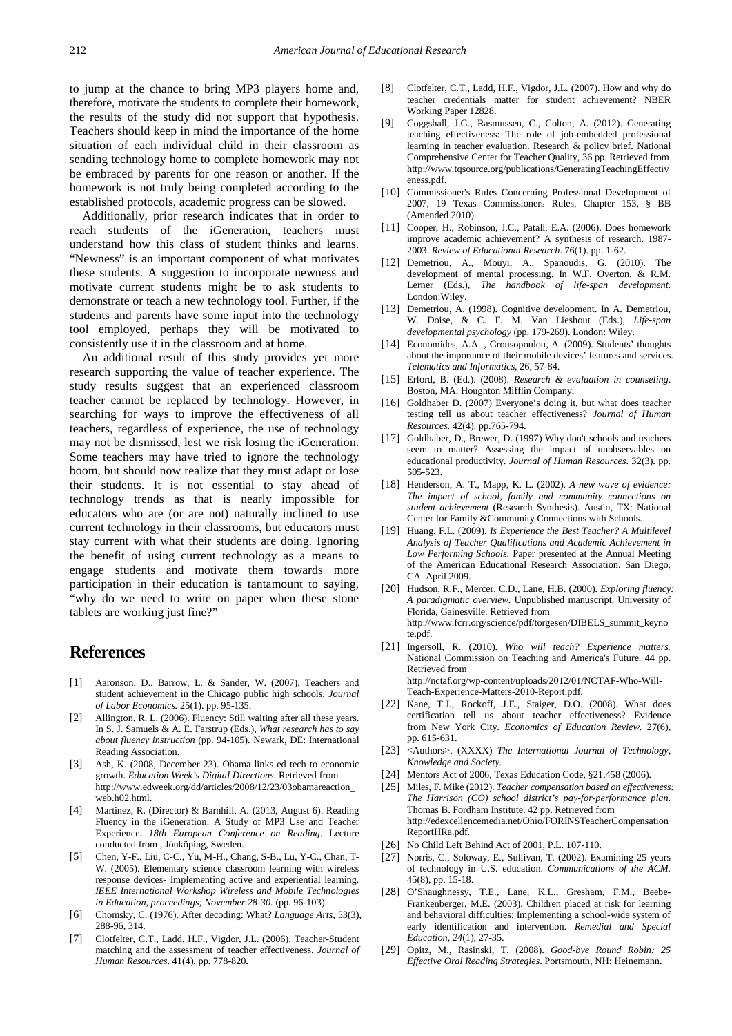to jump at the chance to bring MP3 players home and, therefore, motivate the students to complete their homework, the results of the study did not support that hypothesis. Teachers should keep in mind the importance of the home situation of each individual child in their classroom as sending technology home to complete homework may not be embraced by parents for one reason or another. If the homework is not truly being completed according to the established protocols, academic progress can be slowed.

Additionally, prior research indicates that in order to reach students of the iGeneration, teachers must understand how this class of student thinks and learns. "Newness" is an important component of what motivates these students. A suggestion to incorporate newness and motivate current students might be to ask students to demonstrate or teach a new technology tool. Further, if the students and parents have some input into the technology tool employed, perhaps they will be motivated to consistently use it in the classroom and at home.

An additional result of this study provides yet more research supporting the value of teacher experience. The study results suggest that an experienced classroom teacher cannot be replaced by technology. However, in searching for ways to improve the effectiveness of all teachers, regardless of experience, the use of technology may not be dismissed, lest we risk losing the iGeneration. Some teachers may have tried to ignore the technology boom, but should now realize that they must adapt or lose their students. It is not essential to stay ahead of technology trends as that is nearly impossible for educators who are (or are not) naturally inclined to use current technology in their classrooms, but educators must stay current with what their students are doing. Ignoring the benefit of using current technology as a means to engage students and motivate them towards more participation in their education is tantamount to saying, "why do we need to write on paper when these stone tablets are working just fine?"

# References

[1] Aaronson, D., Barrow, L. & Sander, W. (2007). Teachers and student achievement in the Chicago public high schools. *Journal of Labor Economics.* 25(1). pp. 95-135.

[2] Allington, R. L. (2006). Fluency: Still waiting after all these years. In S. J. Samuels & A. E. Farstrup (Eds.), *What research has to say about fluency instruction* (pp. 94-105). Newark, DE: International Reading Association.

[3] Ash, K. (2008, December 23). Obama links ed tech to economic growth. *Education Week's Digital Directions*. Retrieved from http://www.edweek.org/dd/articles/2008/12/23/03obamareaction_web.h02.html.

[4] Martinez, R. (Director) & Barnhill, A. (2013, August 6). Reading Fluency in the iGeneration: A Study of MP3 Use and Teacher Experience. *18th European Conference on Reading*. Lecture conducted from , Jönköping, Sweden.

[5] Chen, Y-F., Liu, C-C., Yu, M-H., Chang, S-B., Lu, Y-C., Chan, T-W. (2005). Elementary science classroom learning with wireless response devices- Implementing active and experiential learning. *IEEE International Workshop Wireless and Mobile Technologies in Education, proceedings; November 28-30.* (pp. 96-103).

[6] Chomsky, C. (1976). After decoding: What? *Language Arts*, 53(3), 288-96, 314.

[7] Clotfelter, C.T., Ladd, H.F., Vigdor, J.L. (2006). Teacher-Student matching and the assessment of teacher effectiveness. *Journal of Human Resources*. 41(4). pp. 778-820.

[8] Clotfelter, C.T., Ladd, H.F., Vigdor, J.L. (2007). How and why do teacher credentials matter for student achievement? NBER Working Paper 12828.

[9] Coggshall, J.G., Rasmussen, C., Colton, A. (2012). Generating teaching effectiveness: The role of job-embedded professional learning in teacher evaluation. Research & policy brief. National Comprehensive Center for Teacher Quality, 36 pp. Retrieved from http://www.tqsource.org/publications/GeneratingTeachingEffectiveness.pdf.

[10] Commissioner's Rules Concerning Professional Development of 2007, 19 Texas Commissioners Rules, Chapter 153, § BB (Amended 2010).

[11] Cooper, H., Robinson, J.C., Patall, E.A. (2006). Does homework improve academic achievement? A synthesis of research, 1987-2003. *Review of Educational Research*. 76(1). pp. 1-62.

[12] Demetriou, A., Mouyi, A., Spanoudis, G. (2010). The development of mental processing. In W.F. Overton, & R.M. Lerner (Eds.), *The handbook of life-span development.* London:Wiley.

[13] Demetriou, A. (1998). Cognitive development. In A. Demetriou, W. Doise, & C. F. M. Van Lieshout (Eds.), *Life-span developmental psychology* (pp. 179-269). London: Wiley.

[14] Economides, A.A. , Grousopoulou, A. (2009). Students' thoughts about the importance of their mobile devices' features and services. *Telematics and Informatics*, 26, 57-84.

[15] Erford, B. (Ed.). (2008). *Research & evaluation in counseling*. Boston, MA: Houghton Mifflin Company.

[16] Goldhaber D. (2007) Everyone's doing it, but what does teacher testing tell us about teacher effectiveness? *Journal of Human Resources.* 42(4). pp.765-794.

[17] Goldhaber, D., Brewer, D. (1997) Why don't schools and teachers seem to matter? Assessing the impact of unobservables on educational productivity. *Journal of Human Resources*. 32(3). pp. 505-523.

[18] Henderson, A. T., Mapp, K. L. (2002). *A new wave of evidence: The impact of school, family and community connections on student achievement* (Research Synthesis). Austin, TX: National Center for Family &Community Connections with Schools.

[19] Huang, F.L. (2009). *Is Experience the Best Teacher? A Multilevel Analysis of Teacher Qualifications and Academic Achievement in Low Performing Schools.* Paper presented at the Annual Meeting of the American Educational Research Association. San Diego, CA. April 2009.

[20] Hudson, R.F., Mercer, C.D., Lane, H.B. (2000). *Exploring fluency: A paradigmatic overview.* Unpublished manuscript. University of Florida, Gainesville. Retrieved from http://www.fcrr.org/science/pdf/torgesen/DIBELS_summit_keynote.pdf.

[21] Ingersoll, R. (2010). *Who will teach? Experience matters.* National Commission on Teaching and America's Future. 44 pp. Retrieved from http://nctaf.org/wp-content/uploads/2012/01/NCTAF-Who-Will-Teach-Experience-Matters-2010-Report.pdf.

[22] Kane, T.J., Rockoff, J.E., Staiger, D.O. (2008). What does certification tell us about teacher effectiveness? Evidence from New York City. *Economics of Education Review*. 27(6), pp. 615-631.

[23] <Authors>. (XXXX) *The International Journal of Technology, Knowledge and Society.*

[24] Mentors Act of 2006, Texas Education Code, §21.458 (2006).

[25] Miles, F. Mike (2012). *Teacher compensation based on effectiveness: The Harrison (CO) school district's pay-for-performance plan.* Thomas B. Fordham Institute. 42 pp. Retrieved from http://edexcellencemedia.net/Ohio/FORINSTeacherCompensationReportHRa.pdf.

[26] No Child Left Behind Act of 2001, P.L. 107-110.

[27] Norris, C., Soloway, E., Sullivan, T. (2002). Examining 25 years of technology in U.S. education. *Communications of the ACM.* 45(8), pp. 15-18.

[28] O'Shaughnessy, T.E., Lane, K.L., Gresham, F.M., Beebe-Frankenberger, M.E. (2003). Children placed at risk for learning and behavioral difficulties: Implementing a school-wide system of early identification and intervention. *Remedial and Special Education, 24*(1), 27-35.

[29] Opitz, M., Rasinski, T. (2008). *Good-bye Round Robin: 25 Effective Oral Reading Strategies*. Portsmouth, NH: Heinemann.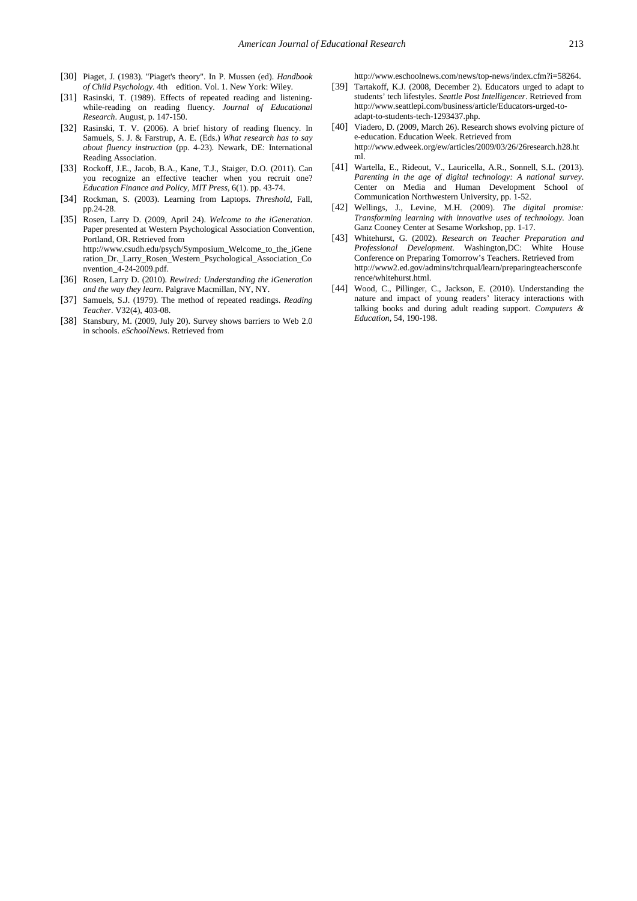[30] Piaget, J. (1983). "Piaget's theory". In P. Mussen (ed). *Handbook of Child Psychology*. 4th edition. Vol. 1. New York: Wiley.

[31] Rasinski, T. (1989). Effects of repeated reading and listening-while-reading on reading fluency. *Journal of Educational Research*. August, p. 147-150.

[32] Rasinski, T. V. (2006). A brief history of reading fluency. In Samuels, S. J. & Farstrup, A. E. (Eds.) *What research has to say about fluency instruction* (pp. 4-23). Newark, DE: International Reading Association.

[33] Rockoff, J.E., Jacob, B.A., Kane, T.J., Staiger, D.O. (2011). Can you recognize an effective teacher when you recruit one? *Education Finance and Policy, MIT Press*, 6(1). pp. 43-74.

[34] Rockman, S. (2003). Learning from Laptops. *Threshold*, Fall, pp.24-28.

[35] Rosen, Larry D. (2009, April 24). *Welcome to the iGeneration*. Paper presented at Western Psychological Association Convention, Portland, OR. Retrieved from http://www.csudh.edu/psych/Symposium_Welcome_to_the_iGeneration_Dr._Larry_Rosen_Western_Psychological_Association_Convention_4-24-2009.pdf.

[36] Rosen, Larry D. (2010). *Rewired: Understanding the iGeneration and the way they learn*. Palgrave Macmillan, NY, NY.

[37] Samuels, S.J. (1979). The method of repeated readings. *Reading Teacher*. V32(4), 403-08.

[38] Stansbury, M. (2009, July 20). Survey shows barriers to Web 2.0 in schools. *eSchoolNews*. Retrieved from http://www.eschoolnews.com/news/top-news/index.cfm?i=58264.

[39] Tartakoff, K.J. (2008, December 2). Educators urged to adapt to students' tech lifestyles. *Seattle Post Intelligencer*. Retrieved from http://www.seattlepi.com/business/article/Educators-urged-to-adapt-to-students-tech-1293437.php.

[40] Viadero, D. (2009, March 26). Research shows evolving picture of e-education. Education Week. Retrieved from http://www.edweek.org/ew/articles/2009/03/26/26research.h28.html.

[41] Wartella, E., Rideout, V., Lauricella, A.R., Sonnell, S.L. (2013). *Parenting in the age of digital technology: A national survey*. Center on Media and Human Development School of Communication Northwestern University, pp. 1-52.

[42] Wellings, J., Levine, M.H. (2009). *The digital promise: Transforming learning with innovative uses of technology*. Joan Ganz Cooney Center at Sesame Workshop, pp. 1-17.

[43] Whitehurst, G. (2002). *Research on Teacher Preparation and Professional Development*. Washington,DC: White House Conference on Preparing Tomorrow's Teachers. Retrieved from http://www2.ed.gov/admins/tchrqual/learn/preparingteachersconference/whitehurst.html.

[44] Wood, C., Pillinger, C., Jackson, E. (2010). Understanding the nature and impact of young readers' literacy interactions with talking books and during adult reading support. *Computers & Education*, 54, 190-198.